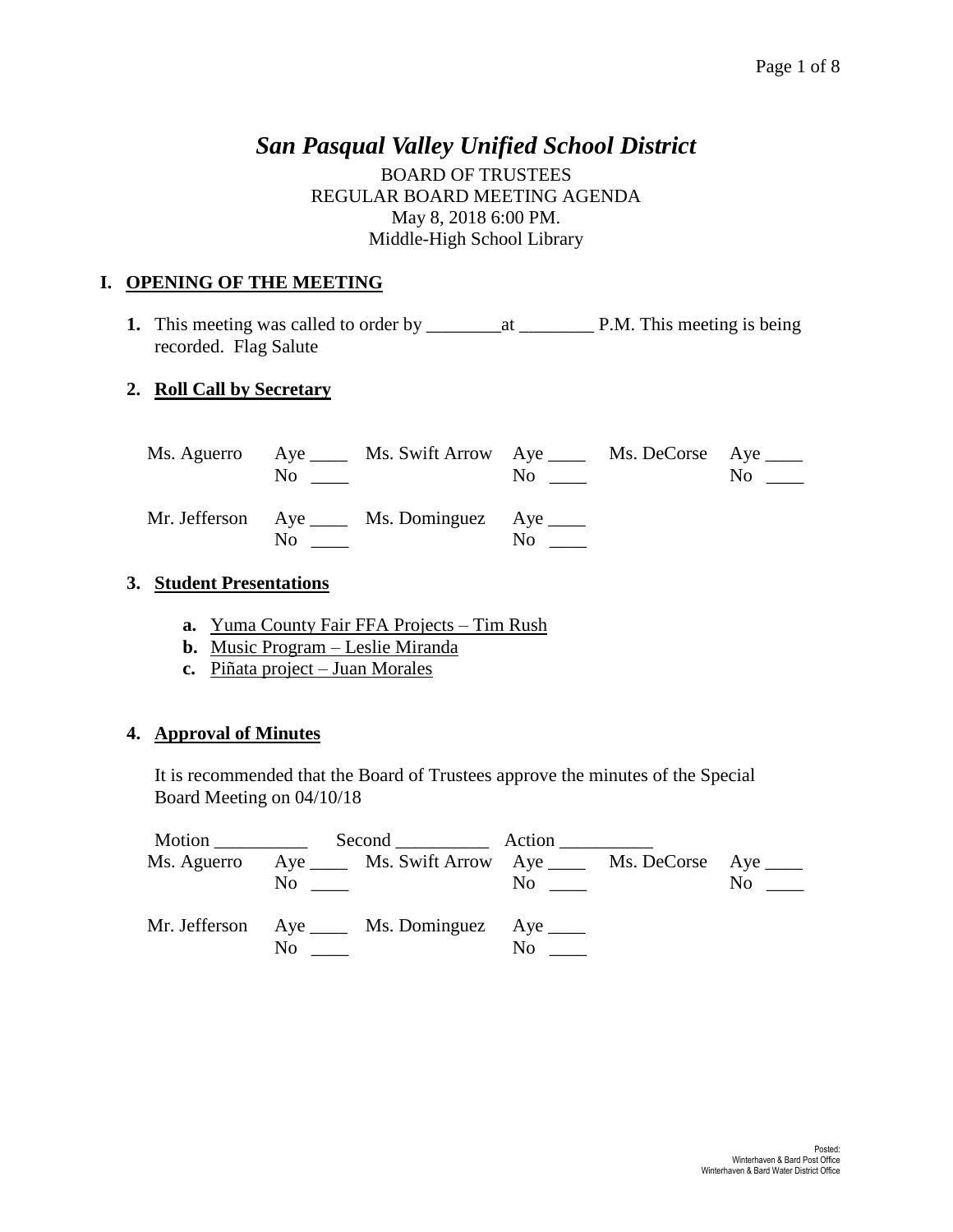# *San Pasqual Valley Unified School District*

BOARD OF TRUSTEES
REGULAR BOARD MEETING AGENDA
May 8, 2018 6:00 PM.
Middle-High School Library

## I. OPENING OF THE MEETING

**1.** This meeting was called to order by ________at ________ P.M. This meeting is being recorded. Flag Salute

**2. Roll Call by Secretary**

| | | | | | |
|---|---|---|---|---|---|
| Ms. Aguerro | Aye ____ No ____ | Ms. Swift Arrow | Aye ____ No ____ | Ms. DeCorse | Aye ____ No ____ |
| Mr. Jefferson | Aye ____ No ____ | Ms. Dominguez | Aye ____ No ____ | | |

**3. Student Presentations**

- **a.** Yuma County Fair FFA Projects – Tim Rush
- **b.** Music Program – Leslie Miranda
- **c.** Piñata project – Juan Morales

**4. Approval of Minutes**

It is recommended that the Board of Trustees approve the minutes of the Special Board Meeting on 04/10/18

Motion __________ Second __________ Action __________

| | | | | | |
|---|---|---|---|---|---|
| Ms. Aguerro | Aye ____ No ____ | Ms. Swift Arrow | Aye ____ No ____ | Ms. DeCorse | Aye ____ No ____ |
| Mr. Jefferson | Aye ____ No ____ | Ms. Dominguez | Aye ____ No ____ | | |

Posted:
Winterhaven & Bard Post Office
Winterhaven & Bard Water District Office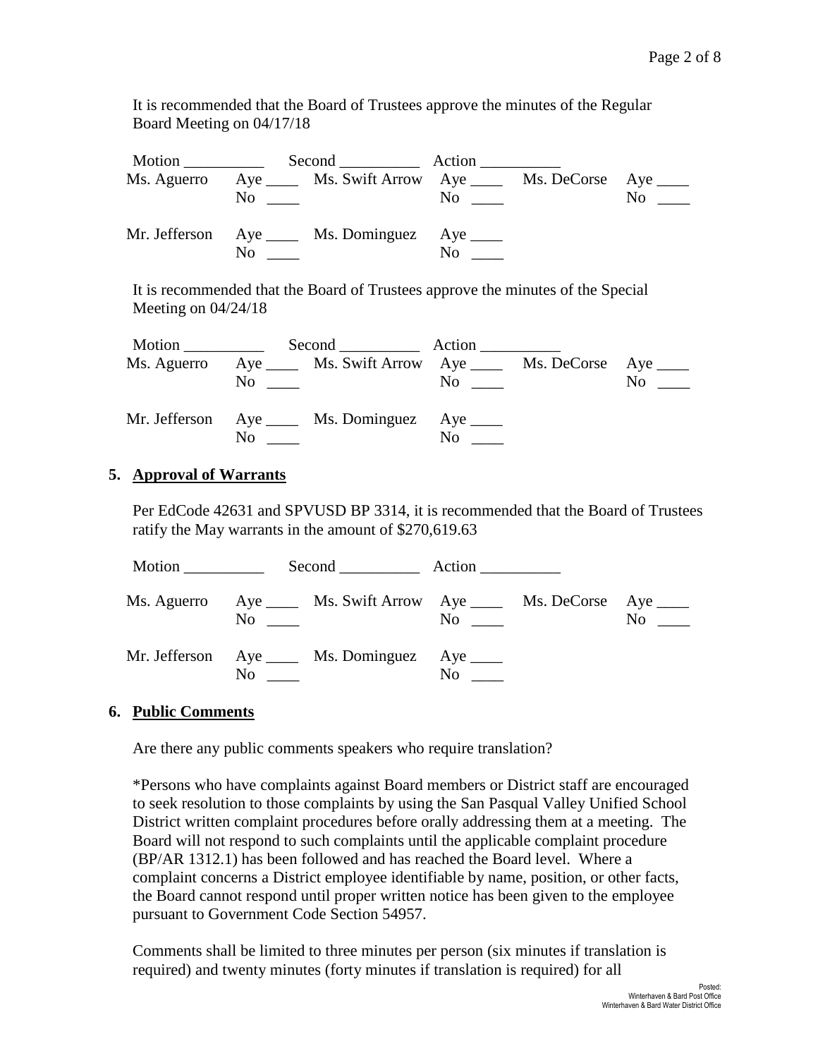It is recommended that the Board of Trustees approve the minutes of the Regular Board Meeting on 04/17/18

Motion __________ Second __________ Action __________

| | | | | | |
|---|---|---|---|---|---|
| Ms. Aguerro | Aye ____ No ____ | Ms. Swift Arrow | Aye ____ No ____ | Ms. DeCorse | Aye ____ No ____ |
| Mr. Jefferson | Aye ____ No ____ | Ms. Dominguez | Aye ____ No ____ | | |

It is recommended that the Board of Trustees approve the minutes of the Special Meeting on 04/24/18

Motion __________ Second __________ Action __________

| | | | | | |
|---|---|---|---|---|---|
| Ms. Aguerro | Aye ____ No ____ | Ms. Swift Arrow | Aye ____ No ____ | Ms. DeCorse | Aye ____ No ____ |
| Mr. Jefferson | Aye ____ No ____ | Ms. Dominguez | Aye ____ No ____ | | |

## 5. Approval of Warrants

Per EdCode 42631 and SPVUSD BP 3314, it is recommended that the Board of Trustees ratify the May warrants in the amount of $270,619.63

Motion __________ Second __________ Action __________

| | | | | | |
|---|---|---|---|---|---|
| Ms. Aguerro | Aye ____ No ____ | Ms. Swift Arrow | Aye ____ No ____ | Ms. DeCorse | Aye ____ No ____ |
| Mr. Jefferson | Aye ____ No ____ | Ms. Dominguez | Aye ____ No ____ | | |

## 6. Public Comments

Are there any public comments speakers who require translation?

*Persons who have complaints against Board members or District staff are encouraged to seek resolution to those complaints by using the San Pasqual Valley Unified School District written complaint procedures before orally addressing them at a meeting. The Board will not respond to such complaints until the applicable complaint procedure (BP/AR 1312.1) has been followed and has reached the Board level. Where a complaint concerns a District employee identifiable by name, position, or other facts, the Board cannot respond until proper written notice has been given to the employee pursuant to Government Code Section 54957.

Comments shall be limited to three minutes per person (six minutes if translation is required) and twenty minutes (forty minutes if translation is required) for all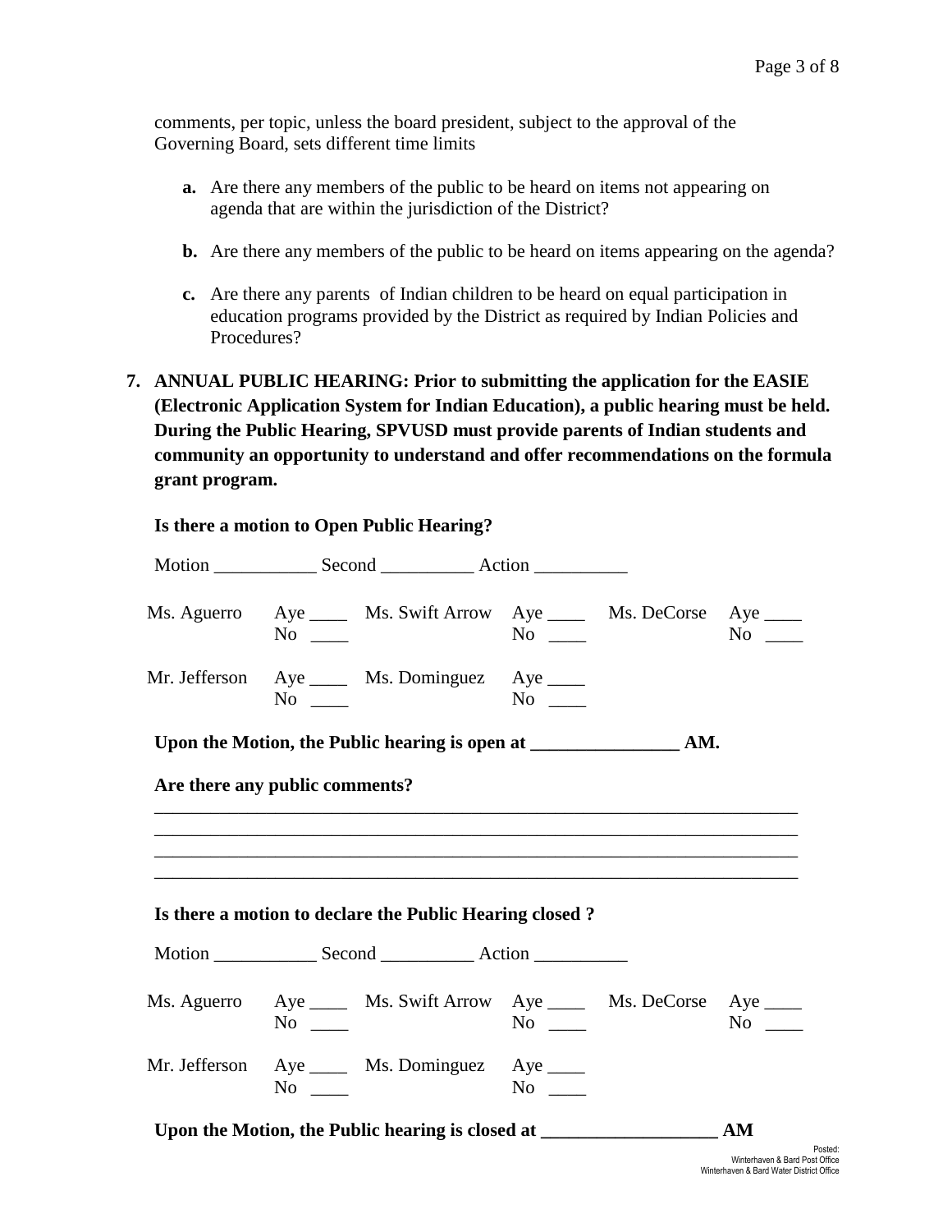comments, per topic, unless the board president, subject to the approval of the Governing Board, sets different time limits

- **a.** Are there any members of the public to be heard on items not appearing on agenda that are within the jurisdiction of the District?
- **b.** Are there any members of the public to be heard on items appearing on the agenda?
- **c.** Are there any parents of Indian children to be heard on equal participation in education programs provided by the District as required by Indian Policies and Procedures?

**7. ANNUAL PUBLIC HEARING: Prior to submitting the application for the EASIE (Electronic Application System for Indian Education), a public hearing must be held. During the Public Hearing, SPVUSD must provide parents of Indian students and community an opportunity to understand and offer recommendations on the formula grant program.**

**Is there a motion to Open Public Hearing?**

Motion ___________ Second __________ Action __________

| | | | | | |
|---|---|---|---|---|---|
| Ms. Aguerro | Aye ____ No ____ | Ms. Swift Arrow | Aye ____ No ____ | Ms. DeCorse | Aye ____ No ____ |
| Mr. Jefferson | Aye ____ No ____ | Ms. Dominguez | Aye ____ No ____ | | |

**Upon the Motion, the Public hearing is open at ________________ AM.**

**Are there any public comments?**

______________________________________________________________________
______________________________________________________________________
______________________________________________________________________
______________________________________________________________________

**Is there a motion to declare the Public Hearing closed ?**

Motion ___________ Second __________ Action __________

| | | | | | |
|---|---|---|---|---|---|
| Ms. Aguerro | Aye ____ No ____ | Ms. Swift Arrow | Aye ____ No ____ | Ms. DeCorse | Aye ____ No ____ |
| Mr. Jefferson | Aye ____ No ____ | Ms. Dominguez | Aye ____ No ____ | | |

**Upon the Motion, the Public hearing is closed at ___________________ AM**

Posted:
Winterhaven & Bard Post Office
Winterhaven & Bard Water District Office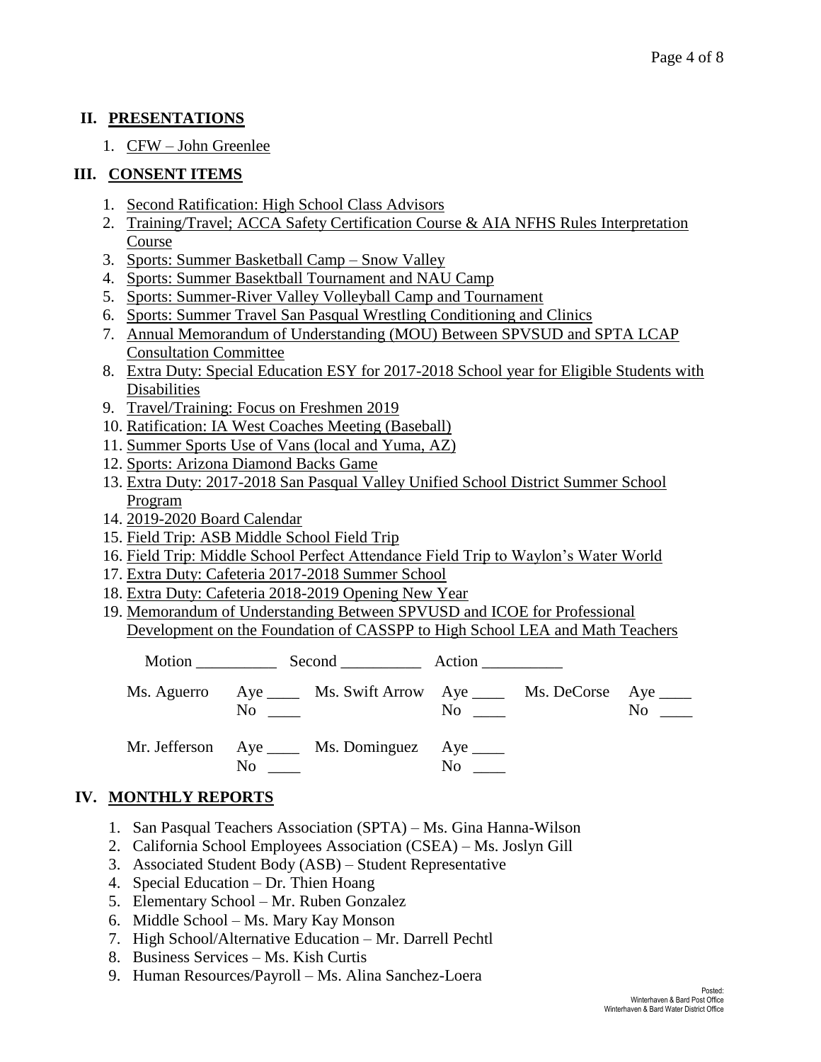## II. PRESENTATIONS

1. CFW – John Greenlee

## III. CONSENT ITEMS

1. Second Ratification: High School Class Advisors
2. Training/Travel; ACCA Safety Certification Course & AIA NFHS Rules Interpretation Course
3. Sports: Summer Basketball Camp – Snow Valley
4. Sports: Summer Basektball Tournament and NAU Camp
5. Sports: Summer-River Valley Volleyball Camp and Tournament
6. Sports: Summer Travel San Pasqual Wrestling Conditioning and Clinics
7. Annual Memorandum of Understanding (MOU) Between SPVSUD and SPTA LCAP Consultation Committee
8. Extra Duty: Special Education ESY for 2017-2018 School year for Eligible Students with Disabilities
9. Travel/Training: Focus on Freshmen 2019
10. Ratification: IA West Coaches Meeting (Baseball)
11. Summer Sports Use of Vans (local and Yuma, AZ)
12. Sports: Arizona Diamond Backs Game
13. Extra Duty: 2017-2018 San Pasqual Valley Unified School District Summer School Program
14. 2019-2020 Board Calendar
15. Field Trip: ASB Middle School Field Trip
16. Field Trip: Middle School Perfect Attendance Field Trip to Waylon's Water World
17. Extra Duty: Cafeteria 2017-2018 Summer School
18. Extra Duty: Cafeteria 2018-2019 Opening New Year
19. Memorandum of Understanding Between SPVUSD and ICOE for Professional Development on the Foundation of CASSPP to High School LEA and Math Teachers

Motion __________ Second __________ Action __________

| | | | | | |
|---|---|---|---|---|---|
| Ms. Aguerro | Aye ____<br>No ____ | Ms. Swift Arrow | Aye ____<br>No ____ | Ms. DeCorse | Aye ____<br>No ____ |
| Mr. Jefferson | Aye ____<br>No ____ | Ms. Dominguez | Aye ____<br>No ____ | | |

## IV. MONTHLY REPORTS

1. San Pasqual Teachers Association (SPTA) – Ms. Gina Hanna-Wilson
2. California School Employees Association (CSEA) – Ms. Joslyn Gill
3. Associated Student Body (ASB) – Student Representative
4. Special Education – Dr. Thien Hoang
5. Elementary School – Mr. Ruben Gonzalez
6. Middle School – Ms. Mary Kay Monson
7. High School/Alternative Education – Mr. Darrell Pechtl
8. Business Services – Ms. Kish Curtis
9. Human Resources/Payroll – Ms. Alina Sanchez-Loera

Posted:
Winterhaven & Bard Post Office
Winterhaven & Bard Water District Office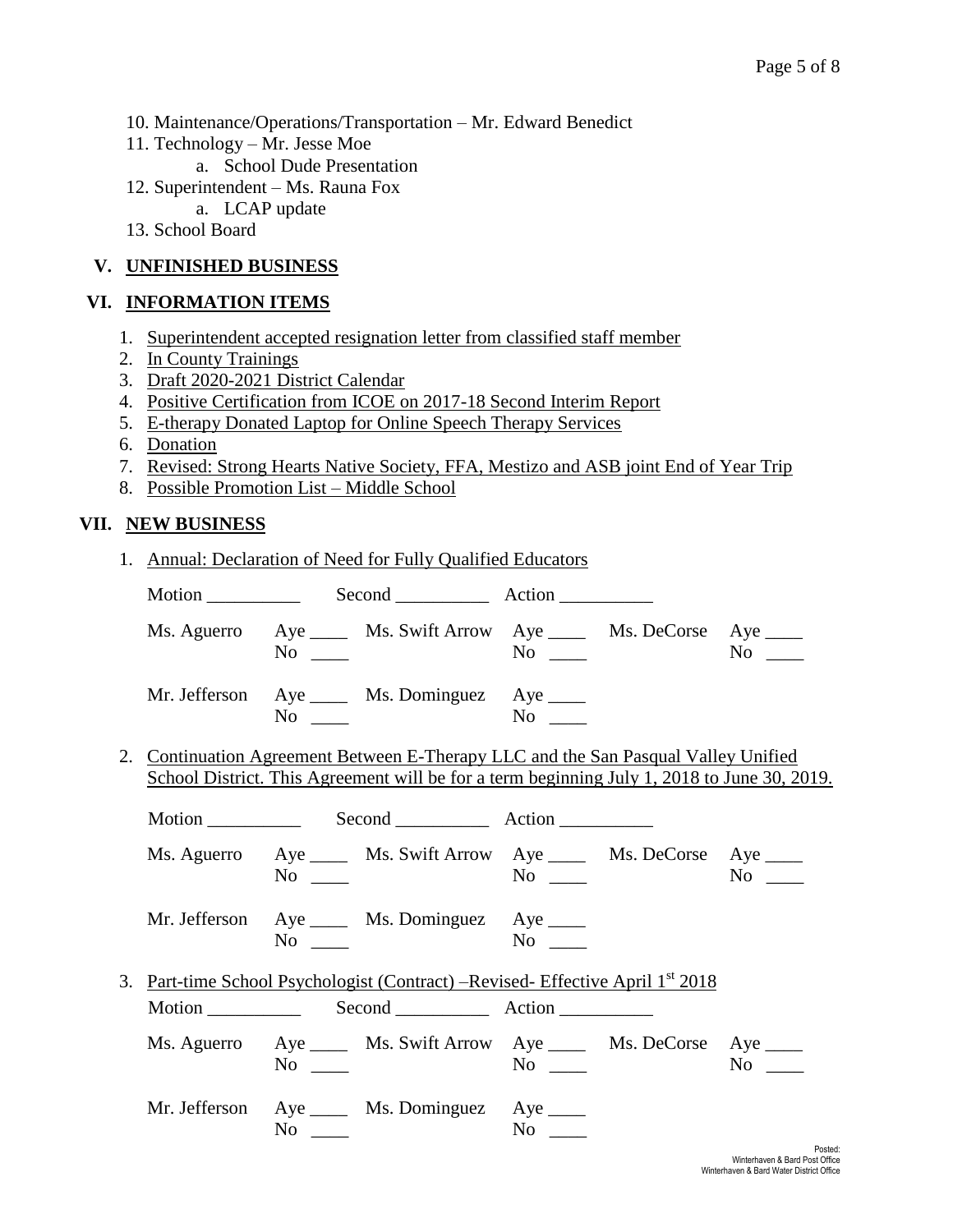10. Maintenance/Operations/Transportation – Mr. Edward Benedict
11. Technology – Mr. Jesse Moe
    a. School Dude Presentation
12. Superintendent – Ms. Rauna Fox
    a. LCAP update
13. School Board

## V. UNFINISHED BUSINESS

## VI. INFORMATION ITEMS

1. Superintendent accepted resignation letter from classified staff member
2. In County Trainings
3. Draft 2020-2021 District Calendar
4. Positive Certification from ICOE on 2017-18 Second Interim Report
5. E-therapy Donated Laptop for Online Speech Therapy Services
6. Donation
7. Revised: Strong Hearts Native Society, FFA, Mestizo and ASB joint End of Year Trip
8. Possible Promotion List – Middle School

## VII. NEW BUSINESS

1. Annual: Declaration of Need for Fully Qualified Educators

   Motion __________ Second __________ Action __________

   Ms. Aguerro Aye ____ No ____ Ms. Swift Arrow Aye ____ No ____ Ms. DeCorse Aye ____ No ____

   Mr. Jefferson Aye ____ No ____ Ms. Dominguez Aye ____ No ____

2. Continuation Agreement Between E-Therapy LLC and the San Pasqual Valley Unified School District. This Agreement will be for a term beginning July 1, 2018 to June 30, 2019.

   Motion __________ Second __________ Action __________

   Ms. Aguerro Aye ____ No ____ Ms. Swift Arrow Aye ____ No ____ Ms. DeCorse Aye ____ No ____

   Mr. Jefferson Aye ____ No ____ Ms. Dominguez Aye ____ No ____

3. Part-time School Psychologist (Contract) –Revised- Effective April 1st 2018

   Motion __________ Second __________ Action __________

   Ms. Aguerro Aye ____ No ____ Ms. Swift Arrow Aye ____ No ____ Ms. DeCorse Aye ____ No ____

   Mr. Jefferson Aye ____ No ____ Ms. Dominguez Aye ____ No ____

Posted:
Winterhaven & Bard Post Office
Winterhaven & Bard Water District Office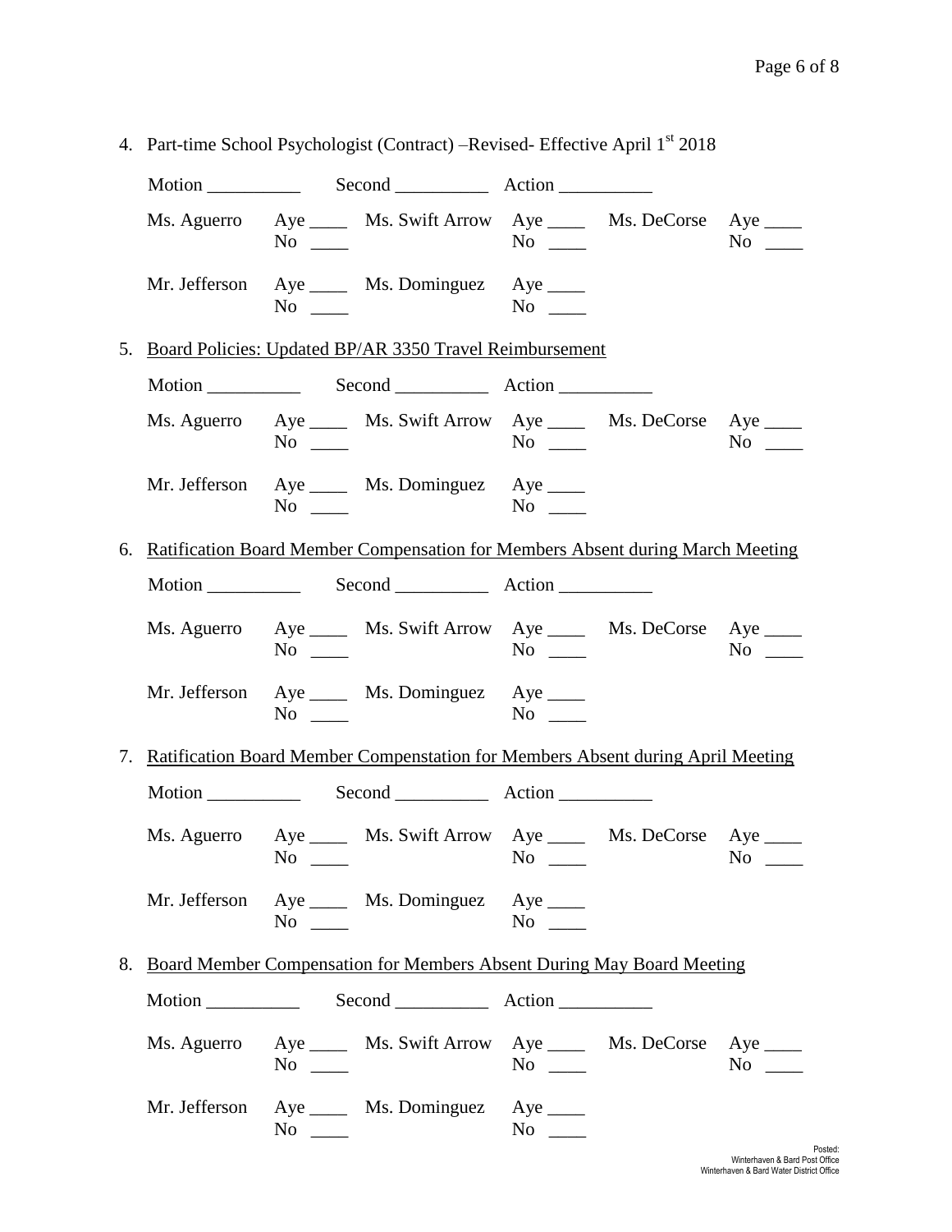4. Part-time School Psychologist (Contract) –Revised- Effective April 1st 2018

Motion __________ Second __________ Action __________

| | | | | | |
|---|---|---|---|---|---|
| Ms. Aguerro | Aye ____ No ____ | Ms. Swift Arrow | Aye ____ No ____ | Ms. DeCorse | Aye ____ No ____ |
| Mr. Jefferson | Aye ____ No ____ | Ms. Dominguez | Aye ____ No ____ | | |

5. Board Policies: Updated BP/AR 3350 Travel Reimbursement

Motion __________ Second __________ Action __________

| | | | | | |
|---|---|---|---|---|---|
| Ms. Aguerro | Aye ____ No ____ | Ms. Swift Arrow | Aye ____ No ____ | Ms. DeCorse | Aye ____ No ____ |
| Mr. Jefferson | Aye ____ No ____ | Ms. Dominguez | Aye ____ No ____ | | |

6. Ratification Board Member Compensation for Members Absent during March Meeting

Motion __________ Second __________ Action __________

| | | | | | |
|---|---|---|---|---|---|
| Ms. Aguerro | Aye ____ No ____ | Ms. Swift Arrow | Aye ____ No ____ | Ms. DeCorse | Aye ____ No ____ |
| Mr. Jefferson | Aye ____ No ____ | Ms. Dominguez | Aye ____ No ____ | | |

7. Ratification Board Member Compenstation for Members Absent during April Meeting

Motion __________ Second __________ Action __________

| | | | | | |
|---|---|---|---|---|---|
| Ms. Aguerro | Aye ____ No ____ | Ms. Swift Arrow | Aye ____ No ____ | Ms. DeCorse | Aye ____ No ____ |
| Mr. Jefferson | Aye ____ No ____ | Ms. Dominguez | Aye ____ No ____ | | |

8. Board Member Compensation for Members Absent During May Board Meeting

Motion __________ Second __________ Action __________

| | | | | | |
|---|---|---|---|---|---|
| Ms. Aguerro | Aye ____ No ____ | Ms. Swift Arrow | Aye ____ No ____ | Ms. DeCorse | Aye ____ No ____ |
| Mr. Jefferson | Aye ____ No ____ | Ms. Dominguez | Aye ____ No ____ | | |

Posted:
Winterhaven & Bard Post Office
Winterhaven & Bard Water District Office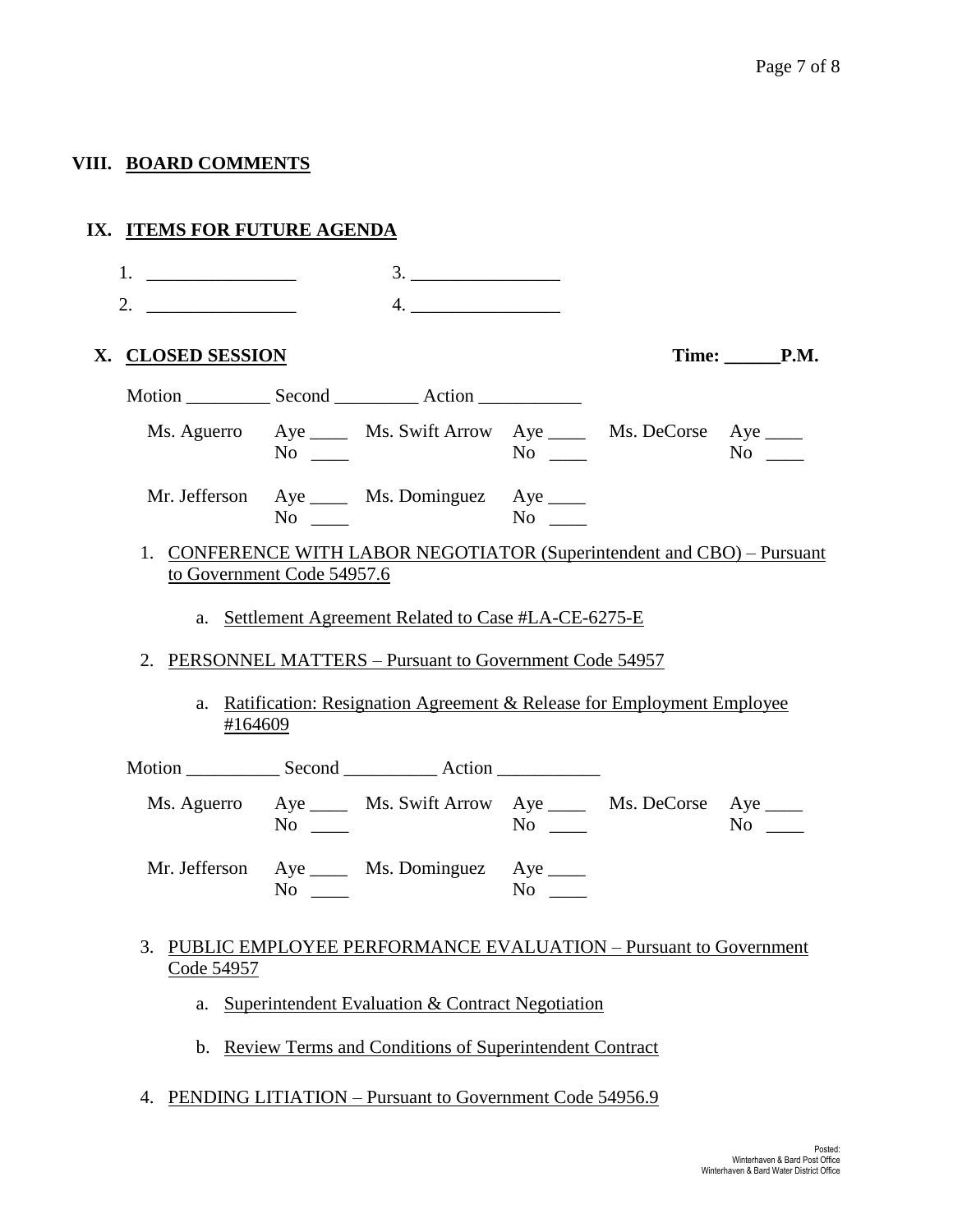## VIII. BOARD COMMENTS

## IX. ITEMS FOR FUTURE AGENDA

1. ________________
2. ________________
3. ________________
4. ________________

## X. CLOSED SESSION

**Time: ______P.M.**

Motion _________ Second _________ Action ___________

| | | | | | |
|---|---|---|---|---|---|
| Ms. Aguerro | Aye ____ No ____ | Ms. Swift Arrow | Aye ____ No ____ | Ms. DeCorse | Aye ____ No ____ |
| Mr. Jefferson | Aye ____ No ____ | Ms. Dominguez | Aye ____ No ____ | | |

1. CONFERENCE WITH LABOR NEGOTIATOR (Superintendent and CBO) – Pursuant to Government Code 54957.6
   a. Settlement Agreement Related to Case #LA-CE-6275-E

2. PERSONNEL MATTERS – Pursuant to Government Code 54957
   a. Ratification: Resignation Agreement & Release for Employment Employee #164609

Motion __________ Second __________ Action ___________

| | | | | | |
|---|---|---|---|---|---|
| Ms. Aguerro | Aye ____ No ____ | Ms. Swift Arrow | Aye ____ No ____ | Ms. DeCorse | Aye ____ No ____ |
| Mr. Jefferson | Aye ____ No ____ | Ms. Dominguez | Aye ____ No ____ | | |

3. PUBLIC EMPLOYEE PERFORMANCE EVALUATION – Pursuant to Government Code 54957
   a. Superintendent Evaluation & Contract Negotiation
   b. Review Terms and Conditions of Superintendent Contract

4. PENDING LITIATION – Pursuant to Government Code 54956.9

Posted:
Winterhaven & Bard Post Office
Winterhaven & Bard Water District Office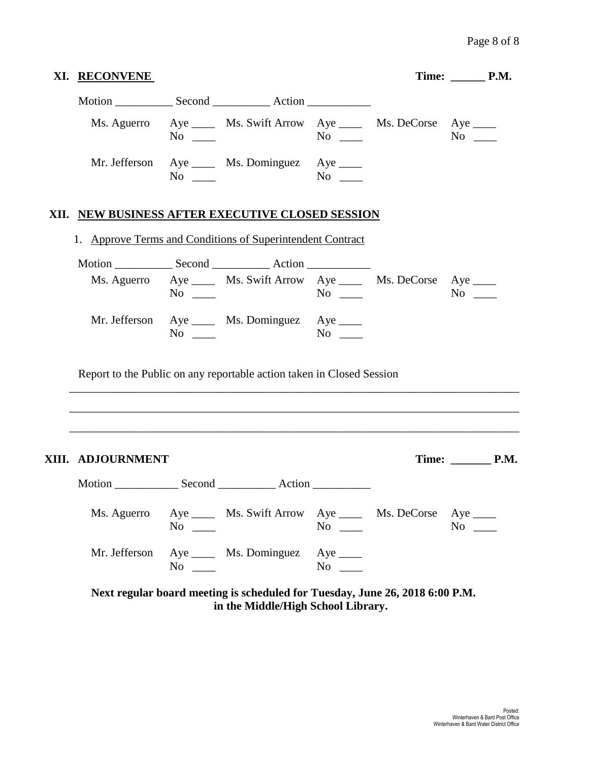## XI. RECONVENE

**Time: ______ P.M.**

Motion __________ Second __________ Action ___________

| | | | | | |
|---|---|---|---|---|---|
| Ms. Aguerro | Aye ____ No ____ | Ms. Swift Arrow | Aye ____ No ____ | Ms. DeCorse | Aye ____ No ____ |
| Mr. Jefferson | Aye ____ No ____ | Ms. Dominguez | Aye ____ No ____ | | |

## XII. NEW BUSINESS AFTER EXECUTIVE CLOSED SESSION

1. Approve Terms and Conditions of Superintendent Contract

Motion __________ Second __________ Action ___________

| | | | | | |
|---|---|---|---|---|---|
| Ms. Aguerro | Aye ____ No ____ | Ms. Swift Arrow | Aye ____ No ____ | Ms. DeCorse | Aye ____ No ____ |
| Mr. Jefferson | Aye ____ No ____ | Ms. Dominguez | Aye ____ No ____ | | |

Report to the Public on any reportable action taken in Closed Session

_______________________________________________________________________________

_______________________________________________________________________________

_______________________________________________________________________________

## XIII. ADJOURNMENT

**Time: _______ P.M.**

Motion ___________ Second __________ Action __________

| | | | | | |
|---|---|---|---|---|---|
| Ms. Aguerro | Aye ____ No ____ | Ms. Swift Arrow | Aye ____ No ____ | Ms. DeCorse | Aye ____ No ____ |
| Mr. Jefferson | Aye ____ No ____ | Ms. Dominguez | Aye ____ No ____ | | |

**Next regular board meeting is scheduled for Tuesday, June 26, 2018 6:00 P.M. in the Middle/High School Library.**

Posted:
Winterhaven & Bard Post Office
Winterhaven & Bard Water District Office